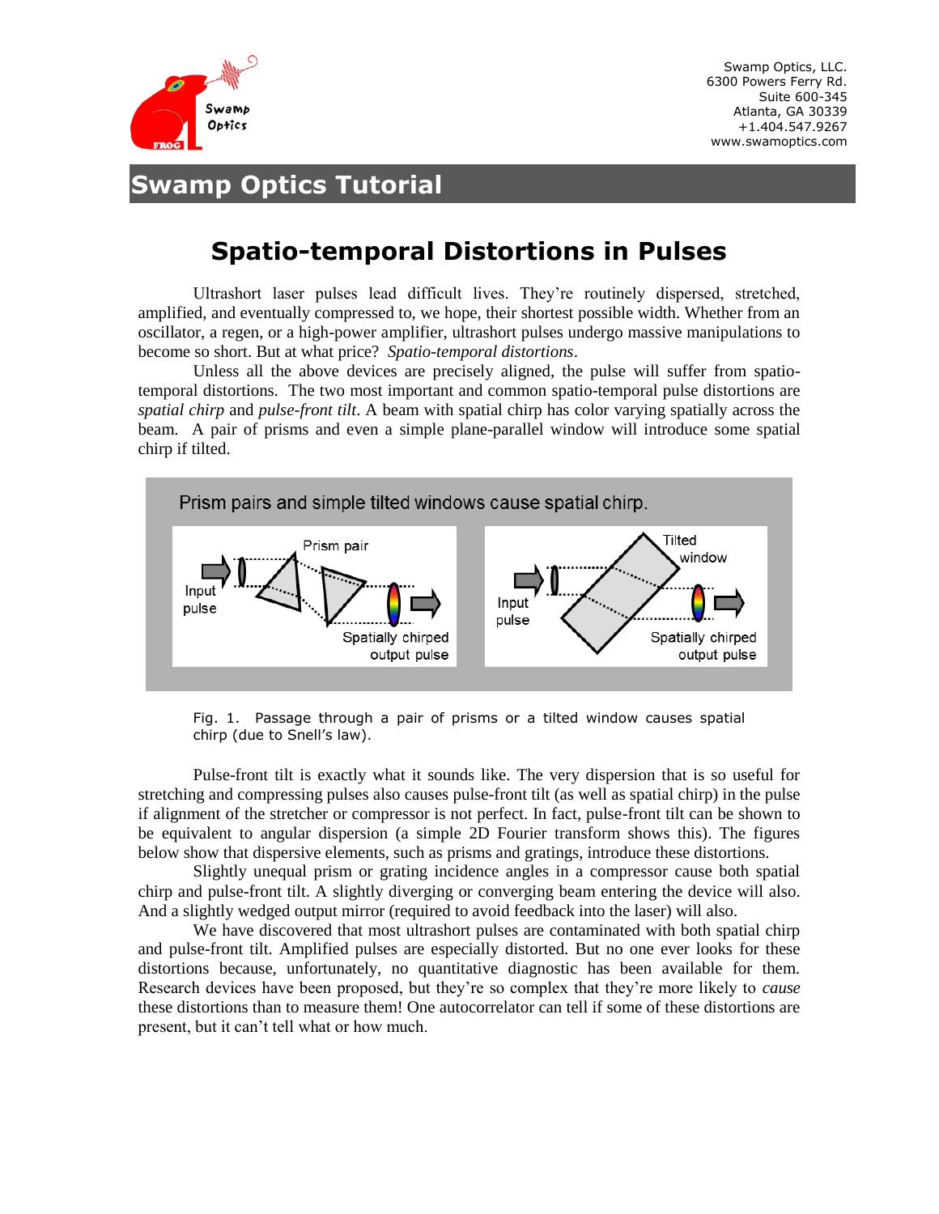Swamp Optics, LLC.
6300 Powers Ferry Rd.
Suite 600-345
Atlanta, GA 30339
+1.404.547.9267
www.swamoptics.com

# Swamp Optics Tutorial

## Spatio-temporal Distortions in Pulses

Ultrashort laser pulses lead difficult lives. They're routinely dispersed, stretched, amplified, and eventually compressed to, we hope, their shortest possible width. Whether from an oscillator, a regen, or a high-power amplifier, ultrashort pulses undergo massive manipulations to become so short. But at what price? *Spatio-temporal distortions*.

Unless all the above devices are precisely aligned, the pulse will suffer from spatio-temporal distortions. The two most important and common spatio-temporal pulse distortions are *spatial chirp* and *pulse-front tilt*. A beam with spatial chirp has color varying spatially across the beam. A pair of prisms and even a simple plane-parallel window will introduce some spatial chirp if tilted.

Prism pairs and simple tilted windows cause spatial chirp.

Input pulse | Prism pair | Spatially chirped output pulse

Input pulse | Tilted window | Spatially chirped output pulse

Fig. 1. Passage through a pair of prisms or a tilted window causes spatial chirp (due to Snell's law).

Pulse-front tilt is exactly what it sounds like. The very dispersion that is so useful for stretching and compressing pulses also causes pulse-front tilt (as well as spatial chirp) in the pulse if alignment of the stretcher or compressor is not perfect. In fact, pulse-front tilt can be shown to be equivalent to angular dispersion (a simple 2D Fourier transform shows this). The figures below show that dispersive elements, such as prisms and gratings, introduce these distortions.

Slightly unequal prism or grating incidence angles in a compressor cause both spatial chirp and pulse-front tilt. A slightly diverging or converging beam entering the device will also. And a slightly wedged output mirror (required to avoid feedback into the laser) will also.

We have discovered that most ultrashort pulses are contaminated with both spatial chirp and pulse-front tilt. Amplified pulses are especially distorted. But no one ever looks for these distortions because, unfortunately, no quantitative diagnostic has been available for them. Research devices have been proposed, but they're so complex that they're more likely to *cause* these distortions than to measure them! One autocorrelator can tell if some of these distortions are present, but it can't tell what or how much.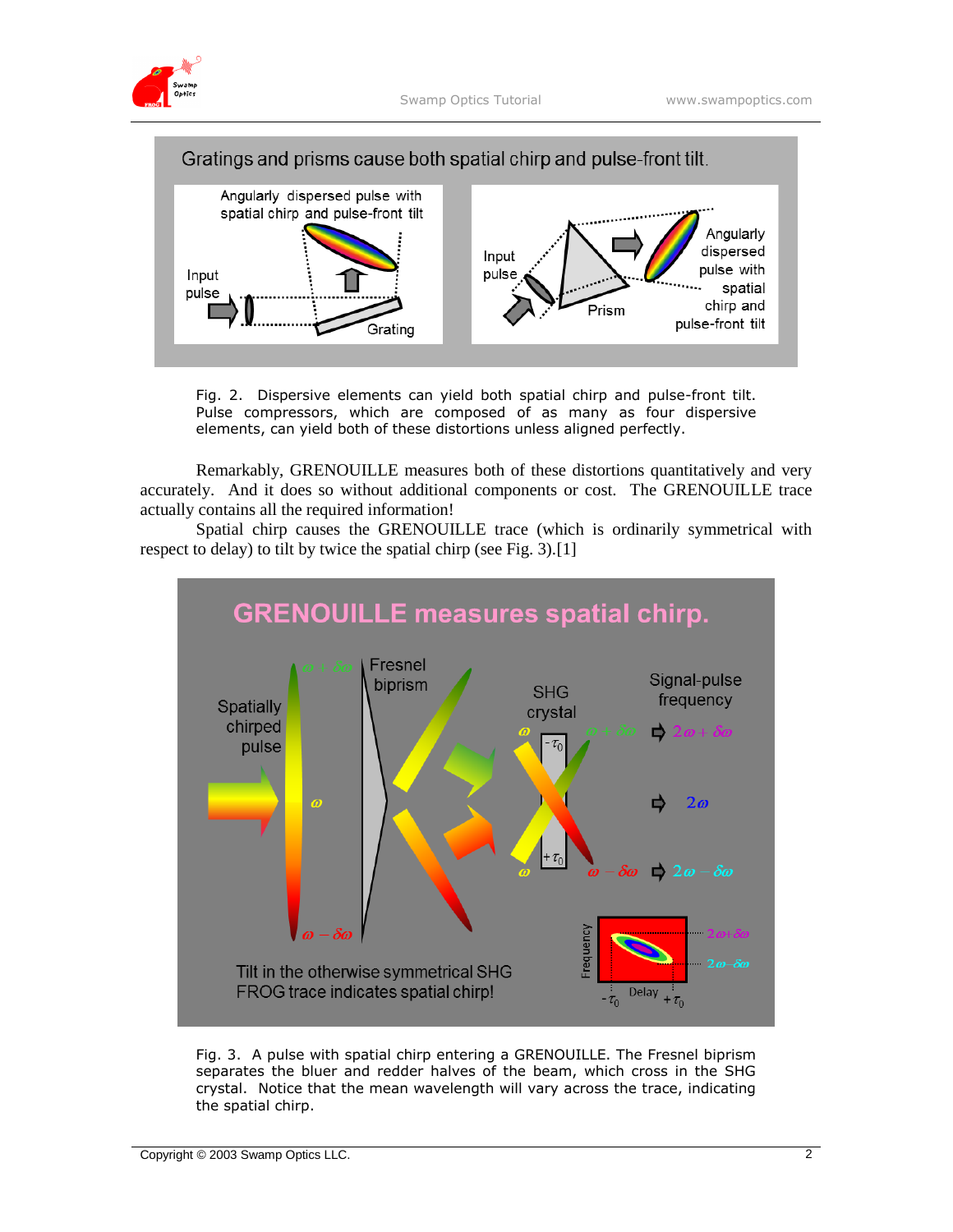Gratings and prisms cause both spatial chirp and pulse-front tilt.

Angularly dispersed pulse with spatial chirp and pulse-front tilt

Input pulse

Grating

Input pulse

Prism

Angularly dispersed pulse with spatial chirp and pulse-front tilt

Fig. 2. Dispersive elements can yield both spatial chirp and pulse-front tilt. Pulse compressors, which are composed of as many as four dispersive elements, can yield both of these distortions unless aligned perfectly.

Remarkably, GRENOUILLE measures both of these distortions quantitatively and very accurately. And it does so without additional components or cost. The GRENOUILLE trace actually contains all the required information!

Spatial chirp causes the GRENOUILLE trace (which is ordinarily symmetrical with respect to delay) to tilt by twice the spatial chirp (see Fig. 3).[1]

GRENOUILLE measures spatial chirp.

Spatially chirped pulse: $\omega + \delta\omega$, $\omega$, $\omega - \delta\omega$

Fresnel biprism

SHG crystal: $\omega$, $-\tau_0$, $+\tau_0$, $\omega$, $\omega + \delta\omega$, $\omega - \delta\omega$

Signal-pulse frequency: $2\omega + \delta\omega$, $2\omega$, $2\omega - \delta\omega$

Frequency, Delay, $-\tau_0$, $+\tau_0$, $2\omega+\delta\omega$, $2\omega-\delta\omega$

Tilt in the otherwise symmetrical SHG FROG trace indicates spatial chirp!

Fig. 3. A pulse with spatial chirp entering a GRENOUILLE. The Fresnel biprism separates the bluer and redder halves of the beam, which cross in the SHG crystal. Notice that the mean wavelength will vary across the trace, indicating the spatial chirp.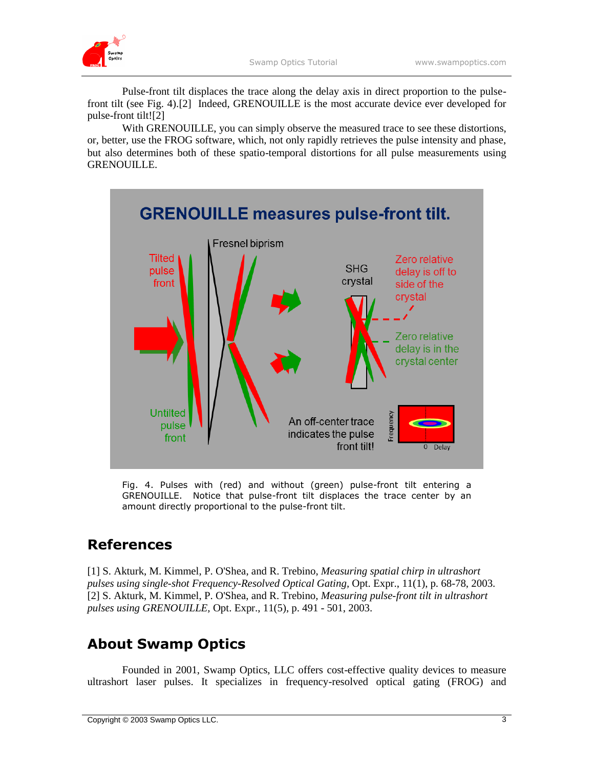Pulse-front tilt displaces the trace along the delay axis in direct proportion to the pulse-front tilt (see Fig. 4).[2] Indeed, GRENOUILLE is the most accurate device ever developed for pulse-front tilt![2]

With GRENOUILLE, you can simply observe the measured trace to see these distortions, or, better, use the FROG software, which, not only rapidly retrieves the pulse intensity and phase, but also determines both of these spatio-temporal distortions for all pulse measurements using GRENOUILLE.

Fig. 4. Pulses with (red) and without (green) pulse-front tilt entering a GRENOUILLE. Notice that pulse-front tilt displaces the trace center by an amount directly proportional to the pulse-front tilt.

## References

[1] S. Akturk, M. Kimmel, P. O'Shea, and R. Trebino, *Measuring spatial chirp in ultrashort pulses using single-shot Frequency-Resolved Optical Gating*, Opt. Expr., 11(1), p. 68-78, 2003.
[2] S. Akturk, M. Kimmel, P. O'Shea, and R. Trebino, *Measuring pulse-front tilt in ultrashort pulses using GRENOUILLE*, Opt. Expr., 11(5), p. 491 - 501, 2003.

## About Swamp Optics

Founded in 2001, Swamp Optics, LLC offers cost-effective quality devices to measure ultrashort laser pulses. It specializes in frequency-resolved optical gating (FROG) and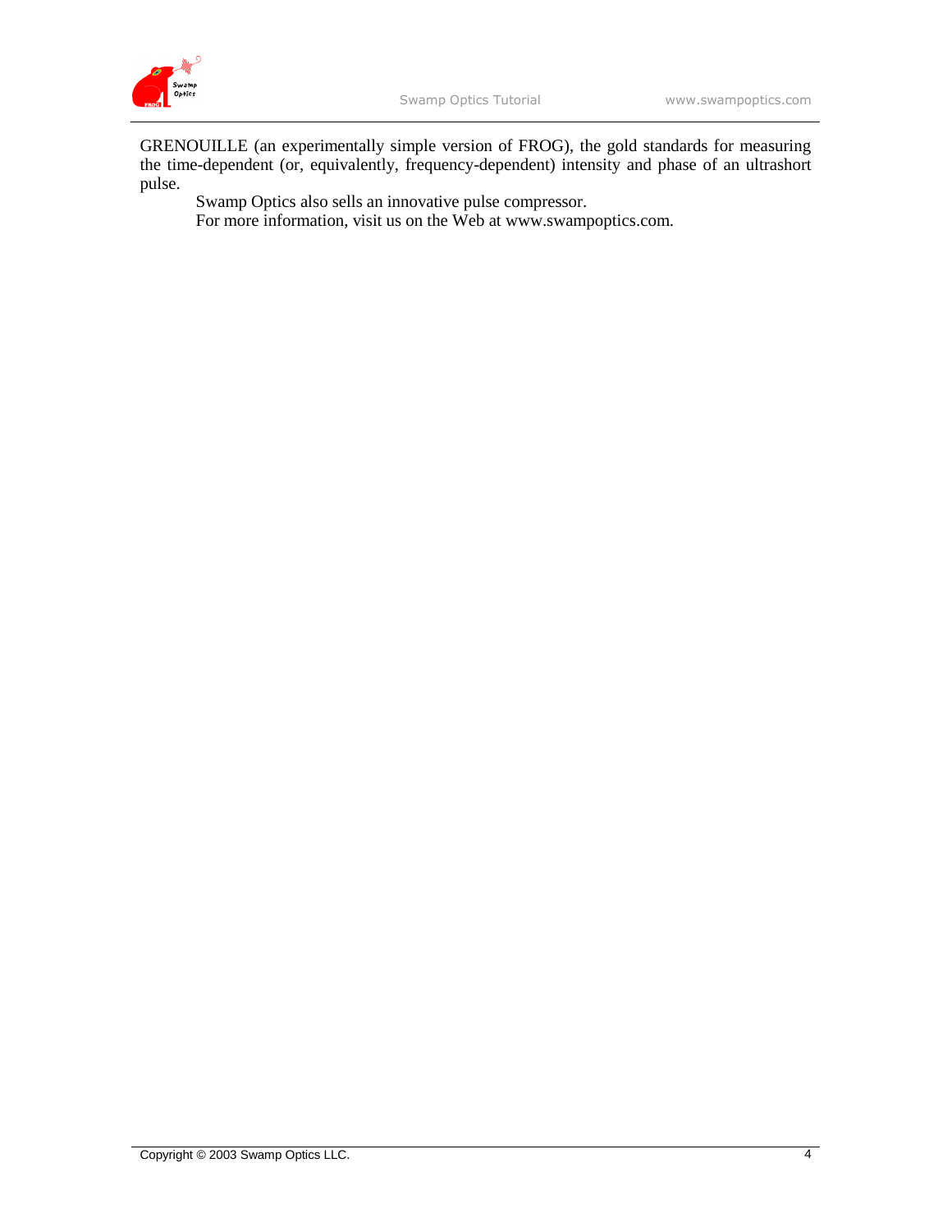GRENOUILLE (an experimentally simple version of FROG), the gold standards for measuring the time-dependent (or, equivalently, frequency-dependent) intensity and phase of an ultrashort pulse.

Swamp Optics also sells an innovative pulse compressor.

For more information, visit us on the Web at www.swampoptics.com.